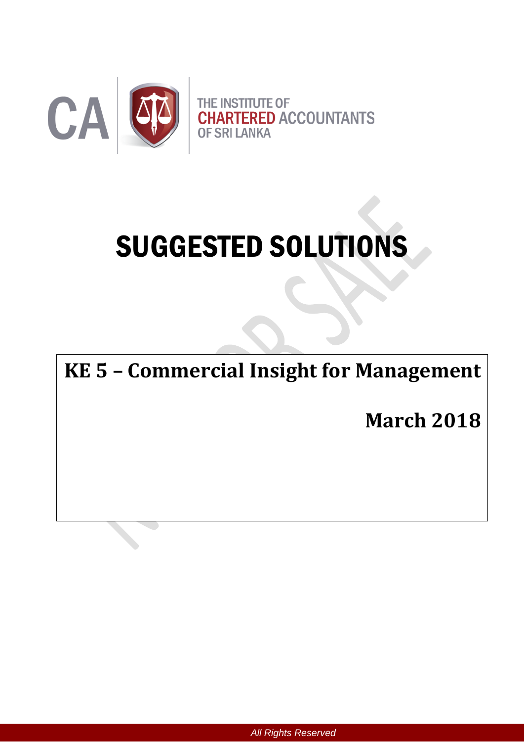THE INSTITUTE OF CHARTERED ACCOUNTANTS OF SRI LANKA

# SUGGESTED SOLUTIONS

## KE 5 – Commercial Insight for Management

**March 2018**

*All Rights Reserved*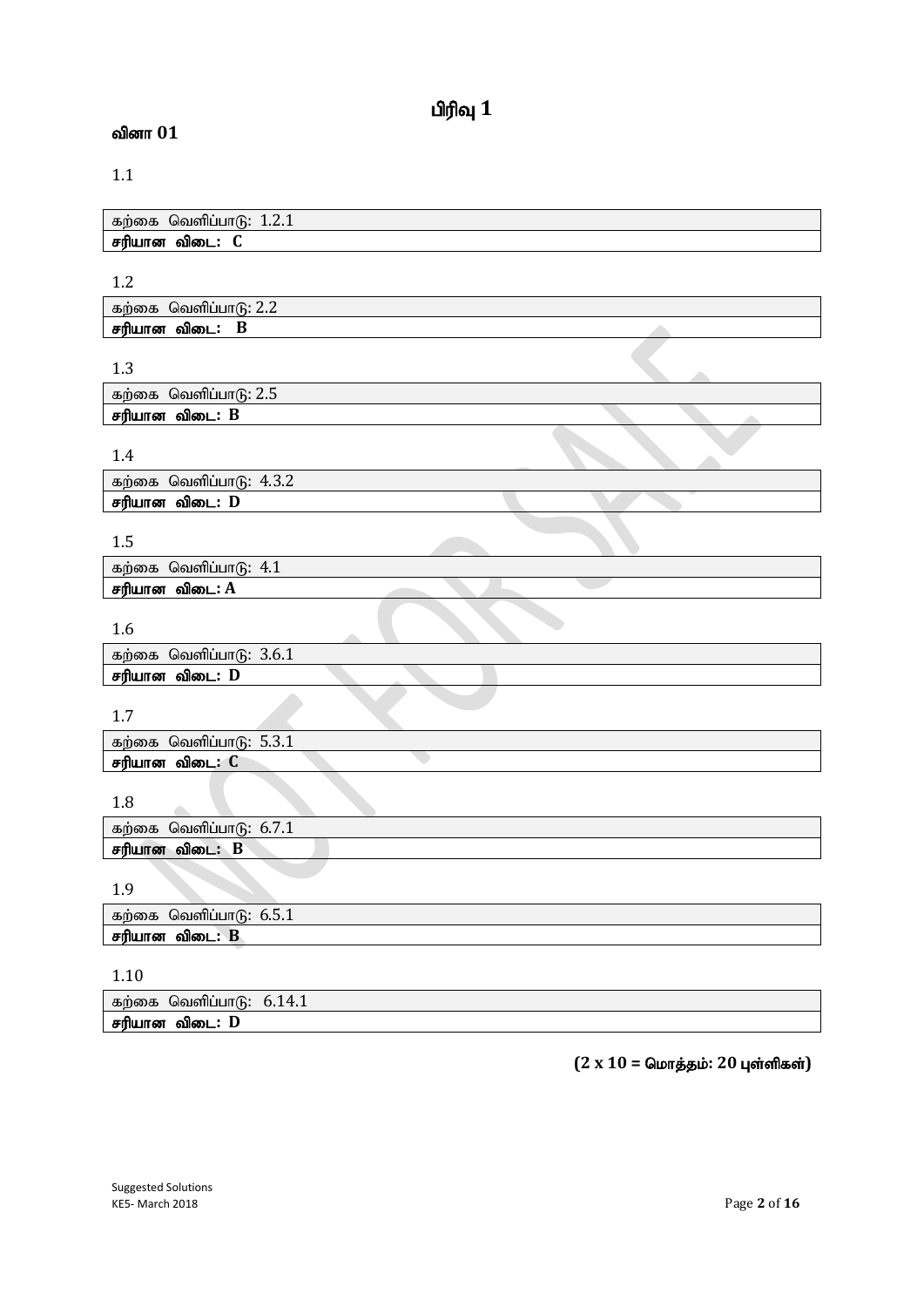# பிரிவு 1

## வினா 01

1.1

| கற்கை வெளிப்பாடு: 1.2.1 |
|---|
| **சரியான விடை: C** |

1.2

| கற்கை வெளிப்பாடு: 2.2 |
|---|
| **சரியான விடை: B** |

1.3

| கற்கை வெளிப்பாடு: 2.5 |
|---|
| **சரியான விடை: B** |

1.4

| கற்கை வெளிப்பாடு: 4.3.2 |
|---|
| **சரியான விடை: D** |

1.5

| கற்கை வெளிப்பாடு: 4.1 |
|---|
| **சரியான விடை: A** |

1.6

| கற்கை வெளிப்பாடு: 3.6.1 |
|---|
| **சரியான விடை: D** |

1.7

| கற்கை வெளிப்பாடு: 5.3.1 |
|---|
| **சரியான விடை: C** |

1.8

| கற்கை வெளிப்பாடு: 6.7.1 |
|---|
| **சரியான விடை: B** |

1.9

| கற்கை வெளிப்பாடு: 6.5.1 |
|---|
| **சரியான விடை: B** |

1.10

| கற்கை வெளிப்பாடு: 6.14.1 |
|---|
| **சரியான விடை: D** |

**(2 x 10 = மொத்தம்: 20 புள்ளிகள்)**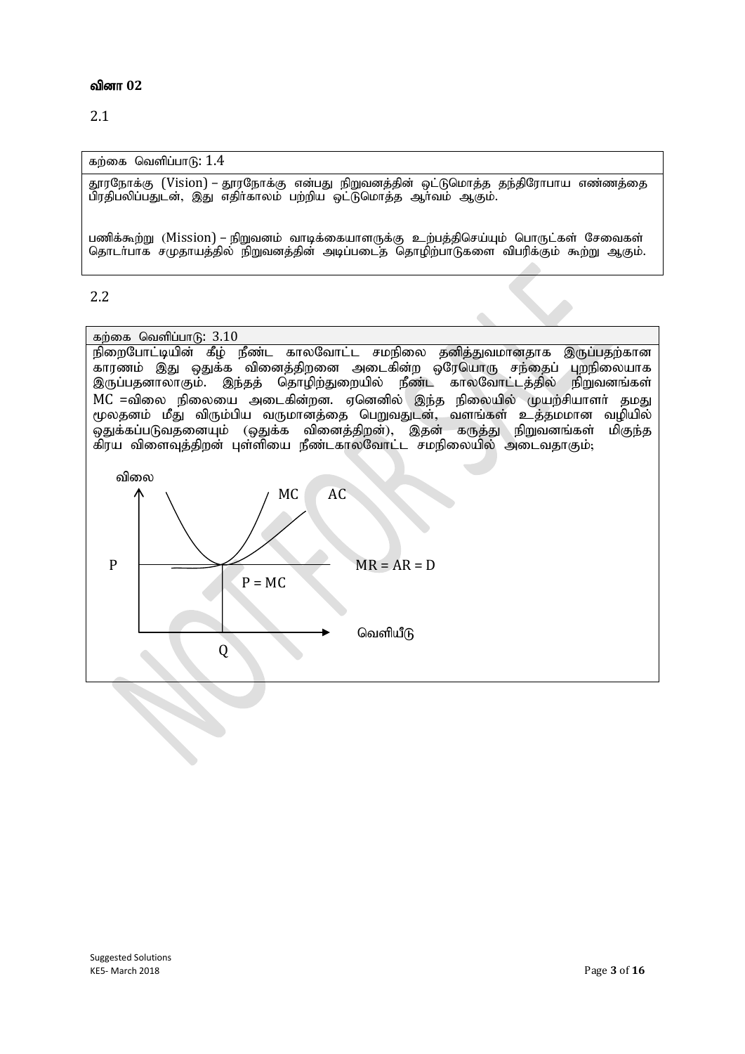**வினா 02**

2.1

| கற்கை வெளிப்பாடு: 1.4 |
|---|
| தூரநோக்கு (Vision) – தூரநோக்கு என்பது நிறுவனத்தின் ஒட்டுமொத்த தந்திரோபாய எண்ணத்தை பிரதிபலிப்பதுடன், இது எதிர்காலம் பற்றிய ஒட்டுமொத்த ஆர்வம் ஆகும். <br><br> பணிக்கூற்று (Mission) – நிறுவனம் வாடிக்கையாளருக்கு உற்பத்திசெய்யும் பொருட்கள் சேவைகள் தொடர்பாக சமுதாயத்தில் நிறுவனத்தின் அடிப்படைத் தொழிற்பாடுகளை விபரிக்கும் கூற்று ஆகும். |

2.2

கற்கை வெளிப்பாடு: 3.10

நிறைபோட்டியின் கீழ் நீண்ட காலவோட்ட சமநிலை தனித்துவமானதாக இருப்பதற்கான காரணம் இது ஒதுக்க வினைத்திறனை அடைகின்ற ஒரேயொரு சந்தைப் புறநிலையாக இருப்பதனாலாகும். இந்தத் தொழிற்துறையில் நீண்ட காலவோட்டத்தில் நிறுவனங்கள் MC =விலை நிலையை அடைகின்றன. ஏனெனில் இந்த நிலையில் முயற்சியாளர் தமது மூலதனம் மீது விரும்பிய வருமானத்தை பெறுவதுடன், வளங்கள் உத்தமமான வழியில் ஒதுக்கப்படுவதனையும் (ஒதுக்க வினைத்திறன்), இதன் கருத்து நிறுவனங்கள் மிகுந்த கிரய விளைவுத்திறன் புள்ளியை நீண்டகாலவோட்ட சமநிலையில் அடைவதாகும்;

விலை

MC AC

P MR = AR = D

P = MC

Q வெளியீடு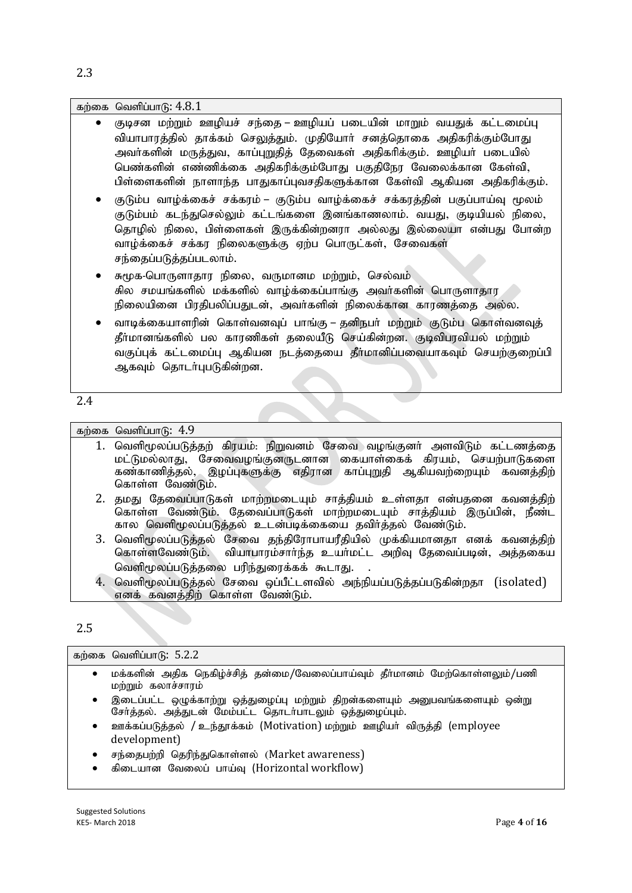2.3

கற்கை வெளிப்பாடு: 4.8.1

- குடிசன மற்றும் ஊழியச் சந்தை – ஊழியப் படையின் மாறும் வயதுக் கட்டமைப்பு வியாபாரத்தில் தாக்கம் செலுத்தும். முதியோர் சனத்தொகை அதிகரிக்கும்போது அவர்களின் மருத்துவ, காப்புறுதித் தேவைகள் அதிகரிக்கும். ஊழியர் படையில் பெண்களின் எண்ணிக்கை அதிகரிக்கும்போது பகுதிநேர வேலைக்கான கேள்வி, பிள்ளைகளின் நாளாந்த பாதுகாப்புவசதிகளுக்கான கேள்வி ஆகியன அதிகரிக்கும்.
- குடும்ப வாழ்க்கைச் சக்கரம் – குடும்ப வாழ்க்கைச் சக்கரத்தின் பகுப்பாய்வு மூலம் குடும்பம் கடந்துசெல்லும் கட்டங்களை இனங்காணலாம். வயது, குடியியல் நிலை, தொழில் நிலை, பிள்ளைகள் இருக்கின்றனரா அல்லது இல்லையா என்பது போன்ற வாழ்க்கைச் சக்கர நிலைகளுக்கு ஏற்ப பொருட்கள், சேவைகள் சந்தைப்படுத்தப்படலாம்.
- சமூக-பொருளாதார நிலை, வருமானம் மற்றும், செல்வம் சில சமயங்களில் மக்களின் வாழ்க்கைப்பாங்கு அவர்களின் பொருளாதார நிலையினை பிரதிபலிப்பதுடன், அவர்களின் நிலைக்கான காரணத்தை அல்ல.
- வாடிக்கையாளரின் கொள்வனவுப் பாங்கு – தனிநபர் மற்றும் குடும்ப கொள்வனவுத் தீர்மானங்களில் பல காரணிகள் தலையீடு செய்கின்றன. குடிவிபரவியல் மற்றும் வகுப்புக் கட்டமைப்பு ஆகியன நடத்தையை தீர்மானிப்பவையாகவும் செயற்குறைப்பி ஆகவும் தொடர்புபடுகின்றன.

2.4

கற்கை வெளிப்பாடு: 4.9

1. வெளிமூலப்படுத்தற் கிரயம்: நிறுவனம் சேவை வழங்குனர் அளவிடும் கட்டணத்தை மட்டுமல்லாது, சேவைவழங்குனருடனான கையாள்கைக் கிரயம், செயற்பாடுகளை கண்காணித்தல், இழப்புகளுக்கு எதிரான காப்புறுதி ஆகியவற்றையும் கவனத்திற் கொள்ள வேண்டும்.
2. தமது தேவைப்பாடுகள் மாற்றமடையும் சாத்தியம் உள்ளதா என்பதனை கவனத்திற் கொள்ள வேண்டும். தேவைப்பாடுகள் மாற்றமடையும் சாத்தியம் இருப்பின், நீண்ட கால வெளிமூலப்படுத்தல் உடன்படிக்கையை தவிர்த்தல் வேண்டும்.
3. வெளிமூலப்படுத்தல் சேவை தந்திரோபாயரீதியில் முக்கியமானதா எனக் கவனத்திற் கொள்ளவேண்டும். வியாபாரம்சார்ந்த உயர்மட்ட அறிவு தேவைப்படின், அத்தகைய வெளிமூலப்படுத்தலை பரிந்துரைக்கக் கூடாது.
4. வெளிமூலப்படுத்தல் சேவை ஒப்பீட்டளவில் அந்நியப்படுத்தப்படுகின்றதா (isolated) எனக் கவனத்திற் கொள்ள வேண்டும்.

2.5

கற்கை வெளிப்பாடு: 5.2.2

- மக்களின் அதிக நெகிழ்ச்சித் தன்மை/வேலைப்பாய்வும் தீர்மானம் மேற்கொள்ளலும்/பணி மற்றும் கலாச்சாரம்
- இடைப்பட்ட ஒழுக்காற்று ஒத்துழைப்பு மற்றும் திறன்களையும் அனுபவங்களையும் ஒன்று சேர்த்தல். அத்துடன் மேம்பட்ட தொடர்பாடலும் ஒத்துழைப்பும்.
- ஊக்கப்படுத்தல் / உந்தூக்கம் (Motivation) மற்றும் ஊழியர் விருத்தி (employee development)
- சந்தைபற்றி தெரிந்துகொள்ளல் (Market awareness)
- கிடையான வேலைப் பாய்வு (Horizontal workflow)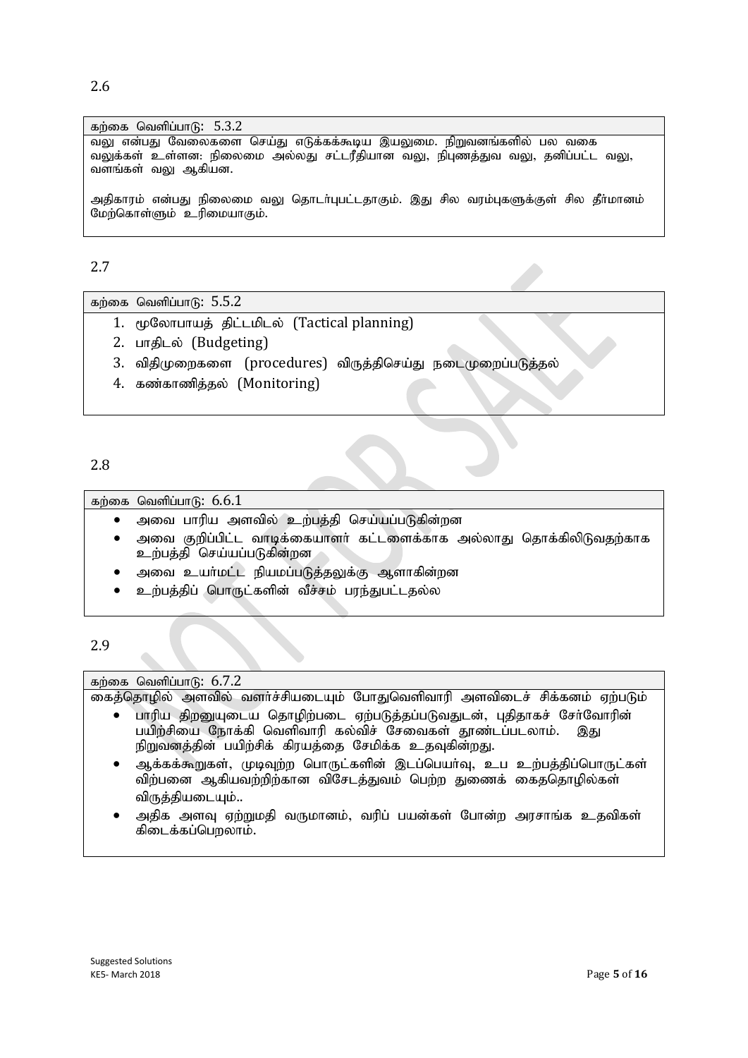2.6

கற்கை வெளிப்பாடு: 5.3.2

வலு என்பது வேலைகளை செய்து எடுக்கக்கூடிய இயலுமை. நிறுவனங்களில் பல வகை வலுக்கள் உள்ளன: நிலைமை அல்லது சட்டரீதியான வலு, நிபுணத்துவ வலு, தனிப்பட்ட வலு, வளங்கள் வலு ஆகியன.

அதிகாரம் என்பது நிலைமை வலு தொடர்புபட்டதாகும். இது சில வரம்புகளுக்குள் சில தீர்மானம் மேற்கொள்ளும் உரிமையாகும்.

2.7

கற்கை வெளிப்பாடு: 5.5.2

1. மூலோபாயத் திட்டமிடல் (Tactical planning)
2. பாதிடல் (Budgeting)
3. விதிமுறைகளை (procedures) விருத்திசெய்து நடைமுறைப்படுத்தல்
4. கண்காணித்தல் (Monitoring)

2.8

கற்கை வெளிப்பாடு: 6.6.1

- அவை பாரிய அளவில் உற்பத்தி செய்யப்படுகின்றன
- அவை குறிப்பிட்ட வாடிக்கையாளர் கட்டளைக்காக அல்லாது தொக்கிலிடுவதற்காக உற்பத்தி செய்யப்படுகின்றன
- அவை உயர்மட்ட நியமப்படுத்தலுக்கு ஆளாகின்றன
- உற்பத்திப் பொருட்களின் வீச்சம் பரந்துபட்டதல்ல

2.9

கற்கை வெளிப்பாடு: 6.7.2

கைத்தொழில் அளவில் வளர்ச்சியடையும் போதுவெளிவாரி அளவிடைச் சிக்கனம் ஏற்படும்

- பாரிய திறனுயுடைய தொழிற்படை ஏற்படுத்தப்படுவதுடன், புதிதாகச் சேர்வோரின் பயிற்சியை நோக்கி வெளிவாரி கல்விச் சேவைகள் தூண்டப்படலாம். இது நிறுவனத்தின் பயிற்சிக் கிரயத்தை சேமிக்க உதவுகின்றது.
- ஆக்கக்கூறுகள், முடிவுற்ற பொருட்களின் இடப்பெயர்வு, உப உற்பத்திப்பொருட்கள் விற்பனை ஆகியவற்றிற்கான விசேடத்துவம் பெற்ற துணைக் கைததொழில்கள் விருத்தியடையும்..
- அதிக அளவு ஏற்றுமதி வருமானம், வரிப் பயன்கள் போன்ற அரசாங்க உதவிகள் கிடைக்கப்பெறலாம்.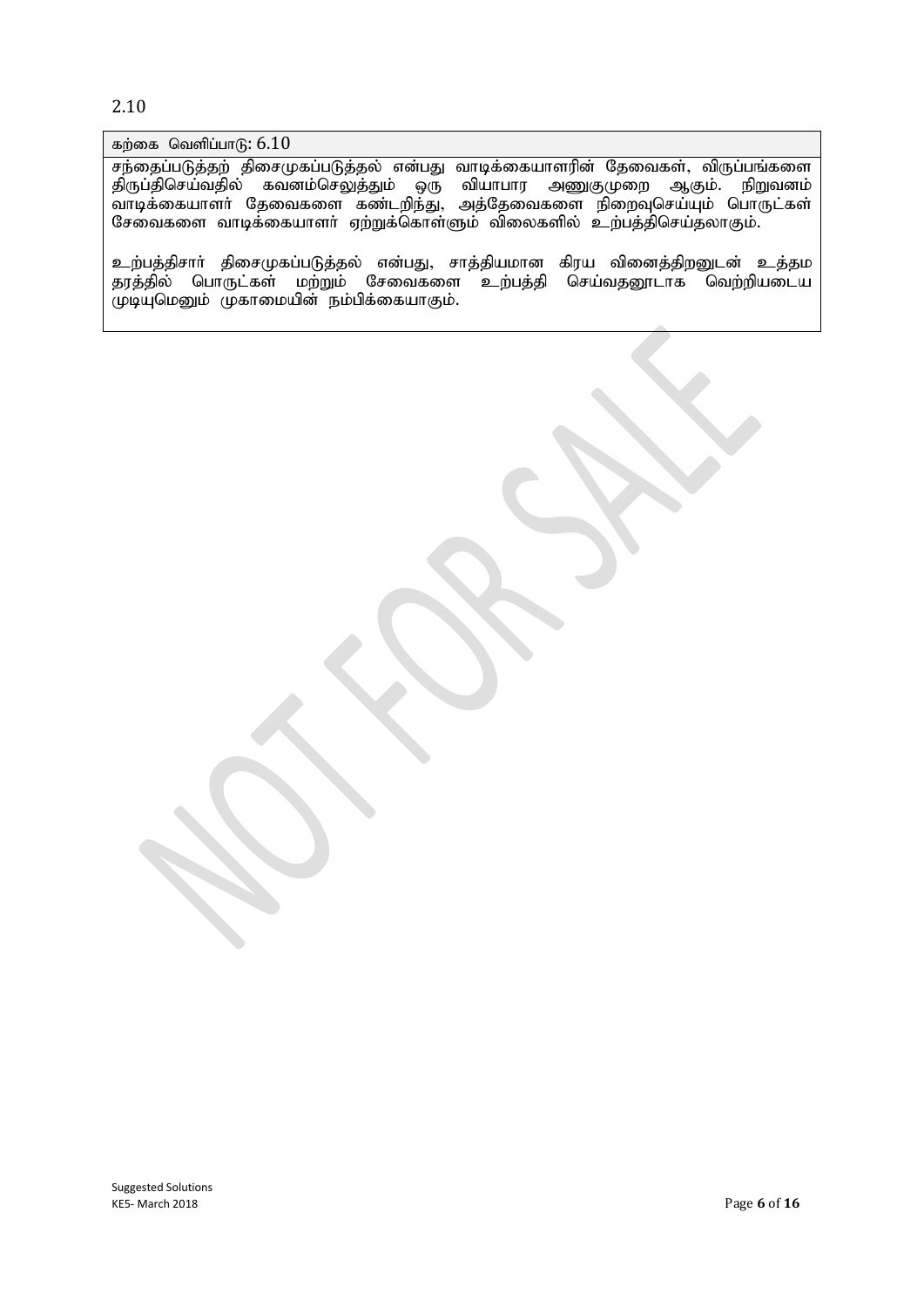2.10

கற்கை வெளிப்பாடு: 6.10

சந்தைப்படுத்தற் திசைமுகப்படுத்தல் என்பது வாடிக்கையாளரின் தேவைகள், விருப்பங்களை திருப்திசெய்வதில் கவனம்செலுத்தும் ஒரு வியாபார அணுகுமுறை ஆகும். நிறுவனம் வாடிக்கையாளர் தேவைகளை கண்டறிந்து, அத்தேவைகளை நிறைவுசெய்யும் பொருட்கள் சேவைகளை வாடிக்கையாளர் ஏற்றுக்கொள்ளும் விலைகளில் உற்பத்திசெய்தலாகும்.

உற்பத்திசார் திசைமுகப்படுத்தல் என்பது, சாத்தியமான கிரய வினைத்திறனுடன் உத்தம தரத்தில் பொருட்கள் மற்றும் சேவைகளை உற்பத்தி செய்வதனூடாக வெற்றியடைய முடியுமெனும் முகாமையின் நம்பிக்கையாகும்.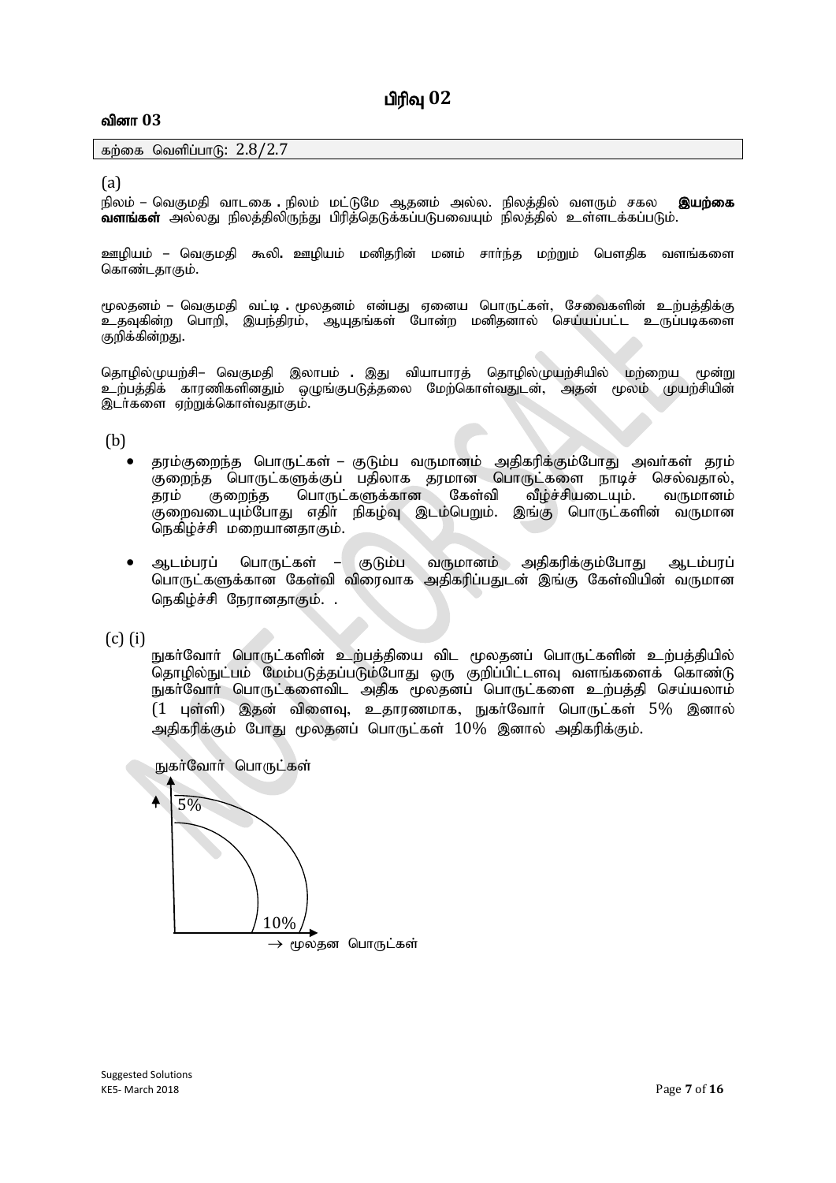# பிரிவு 02

## வினா 03

| கற்கை வெளிப்பாடு: 2.8/2.7 |
|---|

(a)

நிலம் – வெகுமதி வாடகை . நிலம் மட்டுமே ஆதனம் அல்ல. நிலத்தில் வளரும் சகல **இயற்கை வளங்கள்** அல்லது நிலத்திலிருந்து பிரித்தெடுக்கப்படுபவையும் நிலத்தில் உள்ளடக்கப்படும்.

ஊழியம் – வெகுமதி கூலி**.** ஊழியம் மனிதரின் மனம் சார்ந்த மற்றும் பௌதிக வளங்களை கொண்டதாகும்.

மூலதனம் – வெகுமதி வட்டி **.** மூலதனம் என்பது ஏனைய பொருட்கள், சேவைகளின் உற்பத்திக்கு உதவுகின்ற பொறி, இயந்திரம், ஆயுதங்கள் போன்ற மனிதனால் செய்யப்பட்ட உருப்படிகளை குறிக்கின்றது.

தொழில்முயற்சி– வெகுமதி இலாபம் **.** இது வியாபாரத் தொழில்முயற்சியில் மற்றைய மூன்று உற்பத்திக் காரணிகளினதும் ஒழுங்குபடுத்தலை மேற்கொள்வதுடன், அதன் மூலம் முயற்சியின் இடர்களை ஏற்றுக்கொள்வதாகும்.

(b)

- தரம்குறைந்த பொருட்கள் – குடும்ப வருமானம் அதிகரிக்கும்போது அவர்கள் தரம் குறைந்த பொருட்களுக்குப் பதிலாக தரமான பொருட்களை நாடிச் செல்வதால், தரம் குறைந்த பொருட்களுக்கான கேள்வி வீழ்ச்சியடையும். வருமானம் குறைவடையும்போது எதிர் நிகழ்வு இடம்பெறும். இங்கு பொருட்களின் வருமான நெகிழ்ச்சி மறையானதாகும்.
- ஆடம்பரப் பொருட்கள் – குடும்ப வருமானம் அதிகரிக்கும்போது ஆடம்பரப் பொருட்களுக்கான கேள்வி விரைவாக அதிகரிப்பதுடன் இங்கு கேள்வியின் வருமான நெகிழ்ச்சி நேரானதாகும். .

(c) (i)

நுகர்வோர் பொருட்களின் உற்பத்தியை விட மூலதனப் பொருட்களின் உற்பத்தியில் தொழில்நுட்பம் மேம்படுத்தப்படும்போது ஒரு குறிப்பிட்டளவு வளங்களைக் கொண்டு நுகர்வோர் பொருட்களைவிட அதிக மூலதனப் பொருட்களை உற்பத்தி செய்யலாம் (1 புள்ளி) இதன் விளைவு, உதாரணமாக, நுகர்வோர் பொருட்கள் 5% இனால் அதிகரிக்கும் போது மூலதனப் பொருட்கள் 10% இனால் அதிகரிக்கும்.

நுகர்வோர் பொருட்கள்

5%

10%

→ மூலதன பொருட்கள்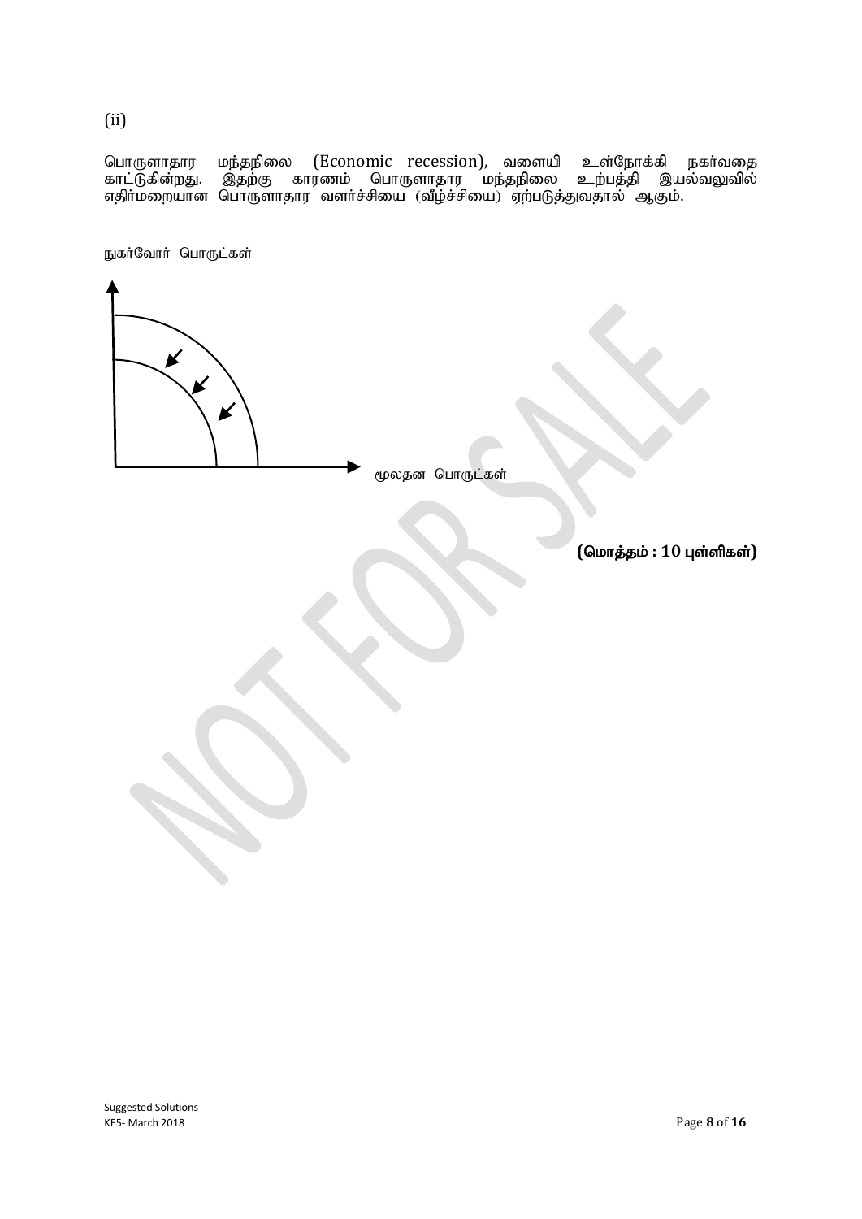(ii)

பொருளாதார மந்தநிலை (Economic recession), வளையி உள்நோக்கி நகர்வதை காட்டுகின்றது. இதற்கு காரணம் பொருளாதார மந்தநிலை உற்பத்தி இயல்வலுவில் எதிர்மறையான பொருளாதார வளர்ச்சியை (வீழ்ச்சியை) ஏற்படுத்துவதால் ஆகும்.

நுகர்வோர் பொருட்கள்

மூலதன பொருட்கள்

**(மொத்தம் : 10 புள்ளிகள்)**

Suggested Solutions
KE5- March 2018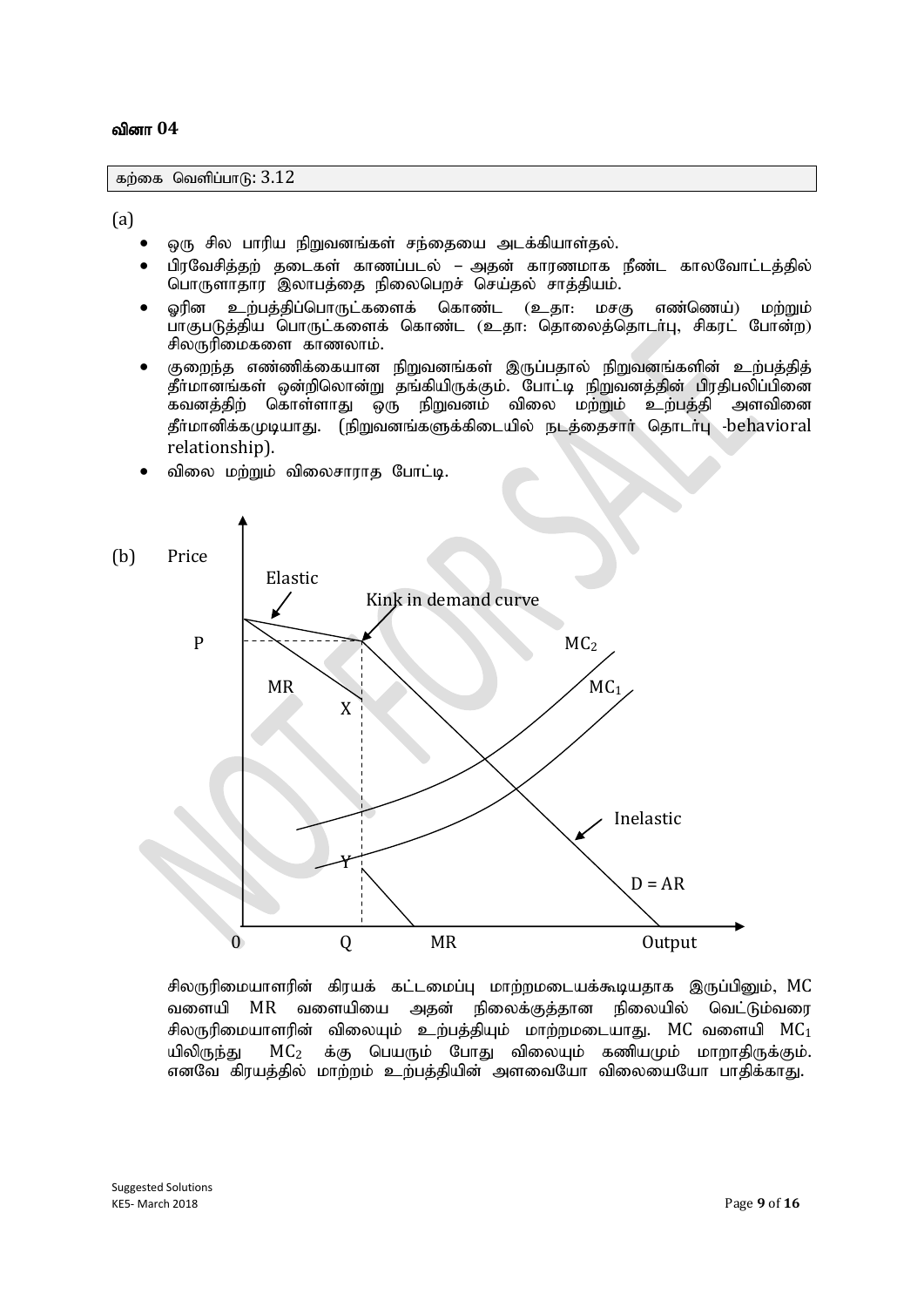### வினா 04

கற்கை வெளிப்பாடு: 3.12

(a)

- ஒரு சில பாரிய நிறுவனங்கள் சந்தையை அடக்கியாள்தல்.
- பிரவேசித்தற் தடைகள் காணப்படல் – அதன் காரணமாக நீண்ட காலவோட்டத்தில் பொருளாதார இலாபத்தை நிலைபெறச் செய்தல் சாத்தியம்.
- ஓரின உற்பத்திப்பொருட்களைக் கொண்ட (உதா: மசகு எண்ணெய்) மற்றும் பாகுபடுத்திய பொருட்களைக் கொண்ட (உதா: தொலைத்தொடர்பு, சிகரட் போன்ற) சிலருரிமைகளை காணலாம்.
- குறைந்த எண்ணிக்கையான நிறுவனங்கள் இருப்பதால் நிறுவனங்களின் உற்பத்தித் தீர்மானங்கள் ஒன்றிலொன்று தங்கியிருக்கும். போட்டி நிறுவனத்தின் பிரதிபலிப்பினை கவனத்திற் கொள்ளாது ஒரு நிறுவனம் விலை மற்றும் உற்பத்தி அளவினை தீர்மானிக்கமுடியாது. (நிறுவனங்களுக்கிடையில் நடத்தைசார் தொடர்பு -behavioral relationship).
- விலை மற்றும் விலைசாராத போட்டி.

(b)

Price; Elastic; Kink in demand curve; P; MR; X; $MC_2$; $MC_1$; Inelastic; Y; D = AR; 0; Q; MR; Output

சிலருரிமையாளரின் கிரயக் கட்டமைப்பு மாற்றமடையக்கூடியதாக இருப்பினும், MC வளையி MR வளையியை அதன் நிலைக்குத்தான நிலையில் வெட்டும்வரை சிலருரிமையாளரின் விலையும் உற்பத்தியும் மாற்றமடையாது. MC வளையி $MC_1$ யிலிருந்து $MC_2$ க்கு பெயரும் போது விலையும் கணியமும் மாறாதிருக்கும். எனவே கிரயத்தில் மாற்றம் உற்பத்தியின் அளவையோ விலையையோ பாதிக்காது.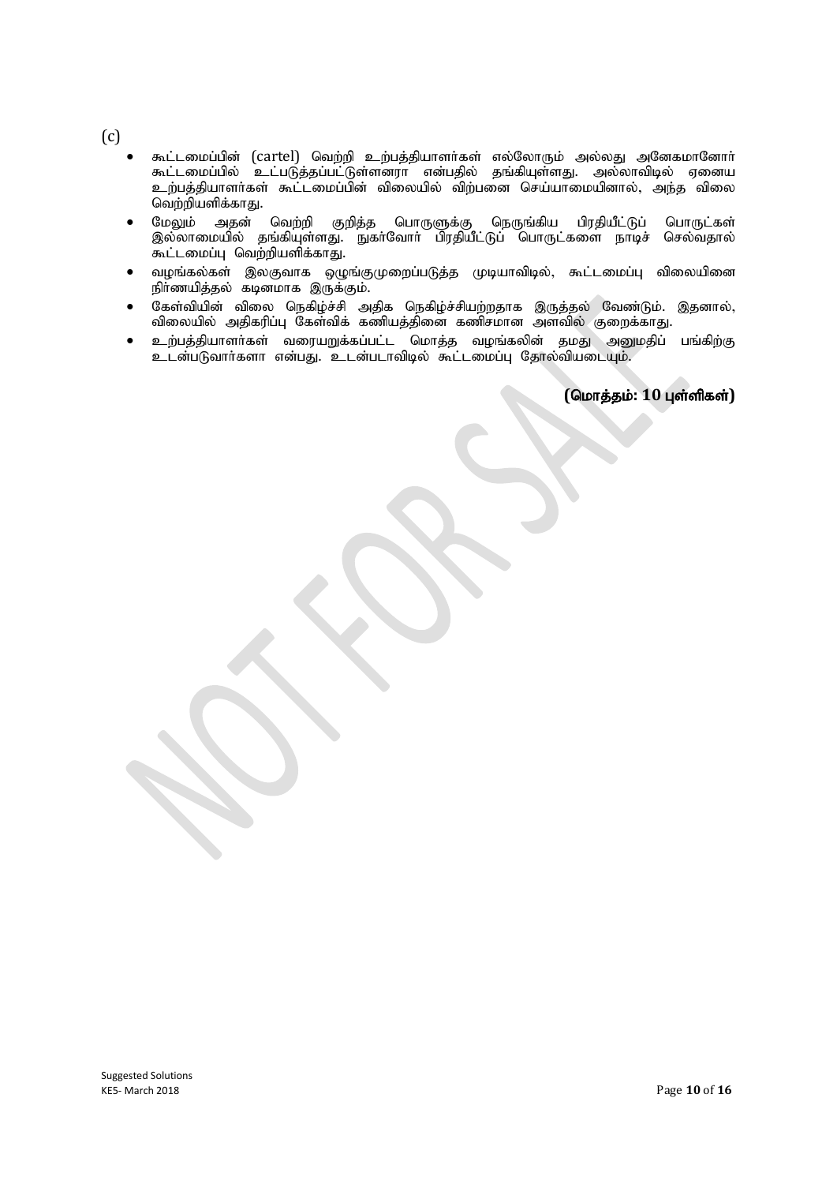(c)

- கூட்டமைப்பின் (cartel) வெற்றி உற்பத்தியாளர்கள் எல்லோரும் அல்லது அனேகமானோர் கூட்டமைப்பில் உட்படுத்தப்பட்டுள்ளனரா என்பதில் தங்கியுள்ளது. அல்லாவிடில் ஏனைய உற்பத்தியாளர்கள் கூட்டமைப்பின் விலையில் விற்பனை செய்யாமையினால், அந்த விலை வெற்றியளிக்காது.
- மேலும் அதன் வெற்றி குறித்த பொருளுக்கு நெருங்கிய பிரதியீட்டுப் பொருட்கள் இல்லாமையில் தங்கியுள்ளது. நுகர்வோர் பிரதியீட்டுப் பொருட்களை நாடிச் செல்வதால் கூட்டமைப்பு வெற்றியளிக்காது.
- வழங்கல்கள் இலகுவாக ஒழுங்குமுறைப்படுத்த முடியாவிடில், கூட்டமைப்பு விலையினை நிர்ணயித்தல் கடினமாக இருக்கும்.
- கேள்வியின் விலை நெகிழ்ச்சி அதிக நெகிழ்ச்சியற்றதாக இருத்தல் வேண்டும். இதனால், விலையில் அதிகரிப்பு கேள்விக் கணியத்தினை கணிசமான அளவில் குறைக்காது.
- உற்பத்தியாளர்கள் வரையறுக்கப்பட்ட மொத்த வழங்கலின் தமது அனுமதிப் பங்கிற்கு உடன்படுவார்களா என்பது. உடன்படாவிடில் கூட்டமைப்பு தோல்வியடையும்.

**(மொத்தம்: 10 புள்ளிகள்)**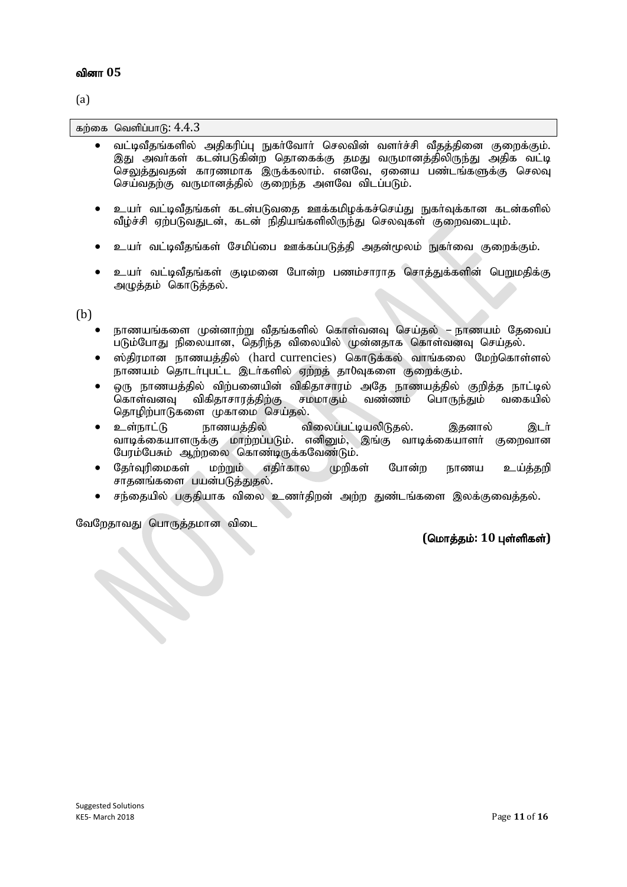## வினா 05

(a)

| கற்கை வெளிப்பாடு: 4.4.3 |
|---|

- வட்டிவீதங்களில் அதிகரிப்பு நுகர்வோர் செலவின் வளர்ச்சி வீதத்தினை குறைக்கும். இது அவர்கள் கடன்படுகின்ற தொகைக்கு தமது வருமானத்திலிருந்து அதிக வட்டி செலுத்துவதன் காரணமாக இருக்கலாம். எனவே, ஏனைய பண்டங்களுக்கு செலவு செய்வதற்கு வருமானத்தில் குறைந்த அளவே விடப்படும்.

- உயர் வட்டிவீதங்கள் கடன்படுவதை ஊக்கமிழக்கச்செய்து நுகர்வுக்கான கடன்களில் வீழ்ச்சி ஏற்படுவதுடன், கடன் நிதியங்களிலிருந்து செலவுகள் குறைவடையும்.

- உயர் வட்டிவீதங்கள் சேமிப்பை ஊக்கப்படுத்தி அதன்மூலம் நுகர்வை குறைக்கும்.

- உயர் வட்டிவீதங்கள் குடிமனை போன்ற பணம்சாராத சொத்துக்களின் பெறுமதிக்கு அழுத்தம் கொடுத்தல்.

(b)

- நாணயங்களை முன்னாற்று வீதங்களில் கொள்வனவு செய்தல் – நாணயம் தேவைப் படும்போது நிலையான, தெரிந்த விலையில் முன்னதாக கொள்வனவு செய்தல்.
- ஸ்திரமான நாணயத்தில் (hard currencies) கொடுக்கல் வாங்கலை மேற்கொள்ளல் நாணயம் தொடர்புபட்ட இடர்களில் ஏற்றத் தாழ்வுகளை குறைக்கும்.
- ஒரு நாணயத்தில் விற்பனையின் விகிதாசாரம் அதே நாணயத்தில் குறித்த நாட்டில் கொள்வனவு விகிதாசாரத்திற்கு சமமாகும் வண்ணம் பொருந்தும் வகையில் தொழிற்பாடுகளை முகாமை செய்தல்.
- உள்நாட்டு நாணயத்தில் விலைப்பட்டியலிடுதல். இதனால் இடர் வாடிக்கையாளருக்கு மாற்றப்படும். எனினும், இங்கு வாடிக்கையாளர் குறைவான பேரம்பேசும் ஆற்றலை கொண்டிருக்கவேண்டும்.
- தேர்வுரிமைகள் மற்றும் எதிர்கால முறிகள் போன்ற நாணய உய்த்தறி சாதனங்களை பயன்படுத்துதல்.
- சந்தையில் பகுதியாக விலை உணர்திறன் அற்ற துண்டங்களை இலக்குவைத்தல்.

வேறேதாவது பொருத்தமான விடை

**(மொத்தம்: 10 புள்ளிகள்)**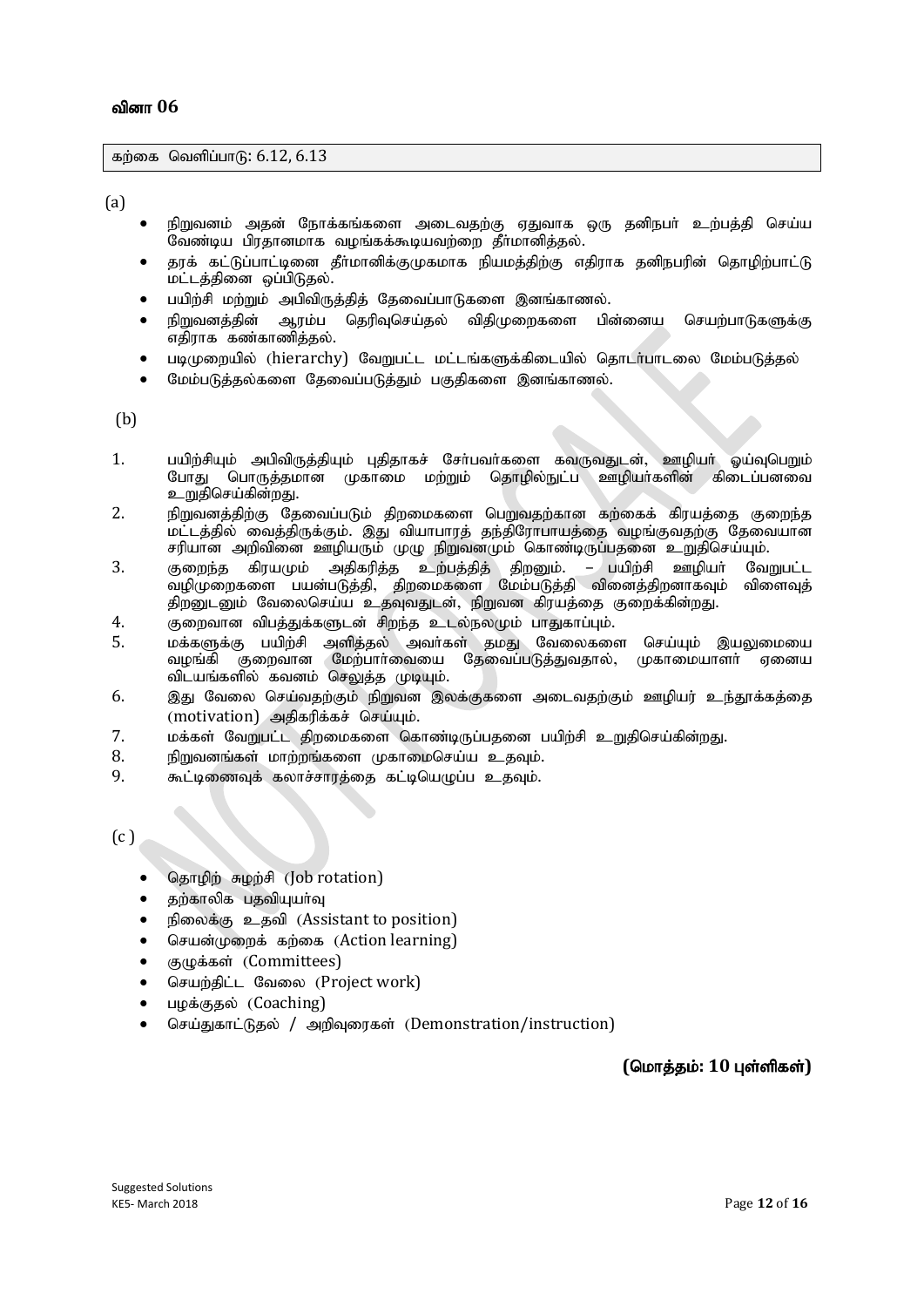## வினா 06

| கற்கை வெளிப்பாடு: 6.12, 6.13 |
| --- |

(a)

- நிறுவனம் அதன் நோக்கங்களை அடைவதற்கு ஏதுவாக ஒரு தனிநபர் உற்பத்தி செய்ய வேண்டிய பிரதானமாக வழங்கக்கூடியவற்றை தீர்மானித்தல்.
- தரக் கட்டுப்பாட்டினை தீர்மானிக்குமுகமாக நியமத்திற்கு எதிராக தனிநபரின் தொழிற்பாட்டு மட்டத்தினை ஒப்பிடுதல்.
- பயிற்சி மற்றும் அபிவிருத்தித் தேவைப்பாடுகளை இனங்காணல்.
- நிறுவனத்தின் ஆரம்ப தெரிவுசெய்தல் விதிமுறைகளை பின்னைய செயற்பாடுகளுக்கு எதிராக கண்காணித்தல்.
- படிமுறையில் (hierarchy) வேறுபட்ட மட்டங்களுக்கிடையில் தொடர்பாடலை மேம்படுத்தல்
- மேம்படுத்தல்களை தேவைப்படுத்தும் பகுதிகளை இனங்காணல்.

(b)

1. பயிற்சியும் அபிவிருத்தியும் புதிதாகச் சேர்பவர்களை கவருவதுடன், ஊழியர் ஓய்வுபெறும் போது பொருத்தமான முகாமை மற்றும் தொழில்நுட்ப ஊழியர்களின் கிடைப்பனவை உறுதிசெய்கின்றது.
2. நிறுவனத்திற்கு தேவைப்படும் திறமைகளை பெறுவதற்கான கற்கைக் கிரயத்தை குறைந்த மட்டத்தில் வைத்திருக்கும். இது வியாபாரத் தந்திரோபாயத்தை வழங்குவதற்கு தேவையான சரியான அறிவினை ஊழியரும் முழு நிறுவனமும் கொண்டிருப்பதனை உறுதிசெய்யும்.
3. குறைந்த கிரயமும் அதிகரித்த உற்பத்தித் திறனும். – பயிற்சி ஊழியர் வேறுபட்ட வழிமுறைகளை பயன்படுத்தி, திறமைகளை மேம்படுத்தி வினைத்திறனாகவும் விளைவுத் திறனுடனும் வேலைசெய்ய உதவுவதுடன், நிறுவன கிரயத்தை குறைக்கின்றது.
4. குறைவான விபத்துக்களுடன் சிறந்த உடல்நலமும் பாதுகாப்பும்.
5. மக்களுக்கு பயிற்சி அளித்தல் அவர்கள் தமது வேலைகளை செய்யும் இயலுமையை வழங்கி குறைவான மேற்பார்வையை தேவைப்படுத்துவதால், முகாமையாளர் ஏனைய விடயங்களில் கவனம் செலுத்த முடியும்.
6. இது வேலை செய்வதற்கும் நிறுவன இலக்குகளை அடைவதற்கும் ஊழியர் உந்தூக்கத்தை (motivation) அதிகரிக்கச் செய்யும்.
7. மக்கள் வேறுபட்ட திறமைகளை கொண்டிருப்பதனை பயிற்சி உறுதிசெய்கின்றது.
8. நிறுவனங்கள் மாற்றங்களை முகாமைசெய்ய உதவும்.
9. கூட்டிணைவுக் கலாச்சாரத்தை கட்டியெழுப்ப உதவும்.

(c)

- தொழிற் சுழற்சி (Job rotation)
- தற்காலிக பதவியுயர்வு
- நிலைக்கு உதவி (Assistant to position)
- செயன்முறைக் கற்கை (Action learning)
- குழுக்கள் (Committees)
- செயற்திட்ட வேலை (Project work)
- பழக்குதல் (Coaching)
- செய்துகாட்டுதல் / அறிவுரைகள் (Demonstration/instruction)

**(மொத்தம்: 10 புள்ளிகள்)**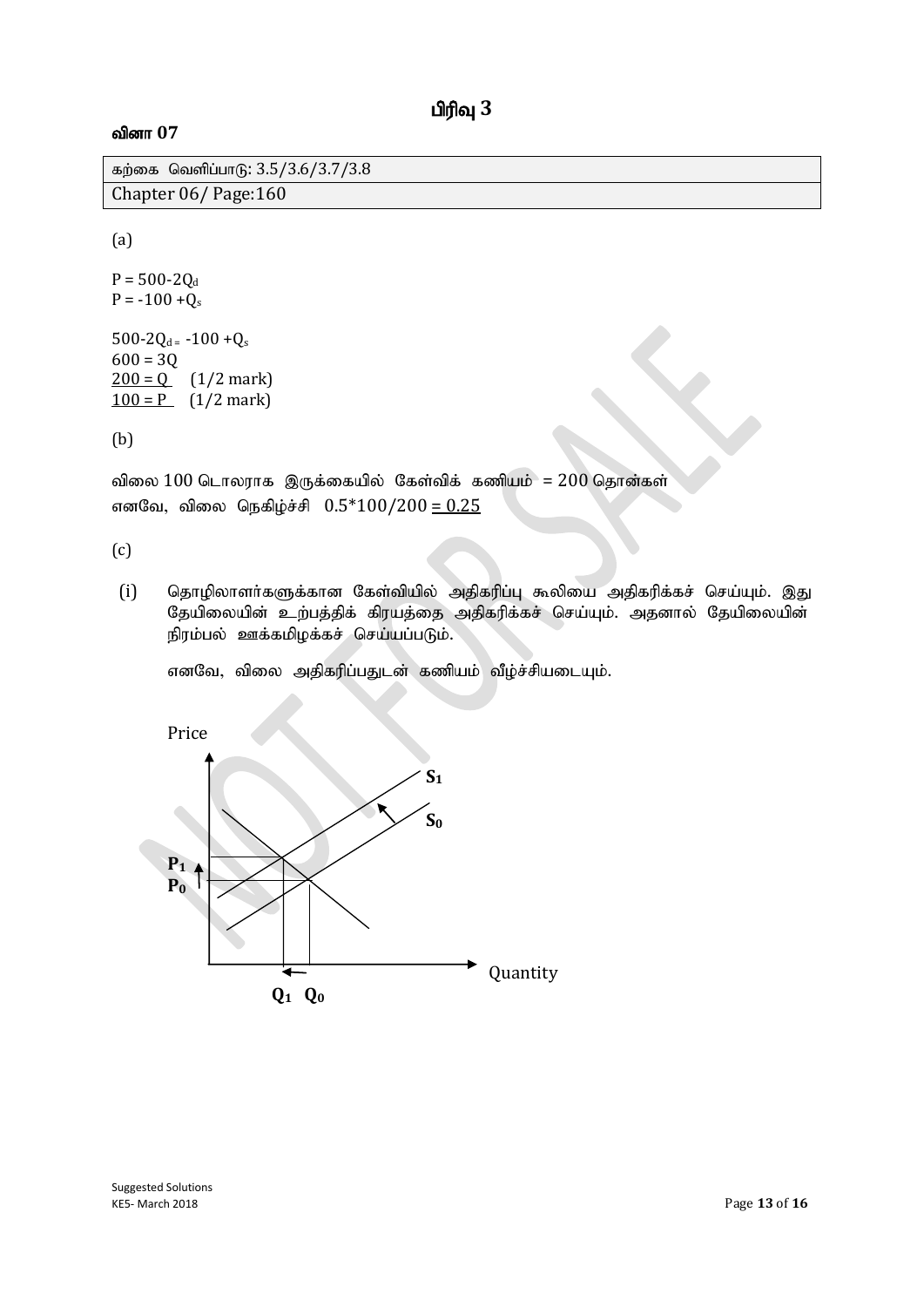# பிரிவு 3

## வினா 07

| கற்கை வெளிப்பாடு: 3.5/3.6/3.7/3.8 |
|---|
| Chapter 06/ Page:160 |

(a)

$P = 500\text{-}2Q_d$
$P = -100 + Q_s$

$500\text{-}2Q_d = -100 + Q_s$
$600 = 3Q$
$\underline{200 = Q}$ (1/2 mark)
$\underline{100 = P}$ (1/2 mark)

(b)

விலை 100 டொலராக இருக்கையில் கேள்விக் கணியம் = 200 தொன்கள்
எனவே, விலை நெகிழ்ச்சி $0.5*100/200 = \underline{0.25}$

(c)

(i) தொழிலாளர்களுக்கான கேள்வியில் அதிகரிப்பு கூலியை அதிகரிக்கச் செய்யும். இது தேயிலையின் உற்பத்திக் கிரயத்தை அதிகரிக்கச் செய்யும். அதனால் தேயிலையின் நிரம்பல் ஊக்கமிழக்கச் செய்யப்படும்.

எனவே, விலை அதிகரிப்பதுடன் கணியம் வீழ்ச்சியடையும்.

Price

$S_1$

$S_0$

$P_1$

$P_0$

Quantity

$Q_1$ $Q_0$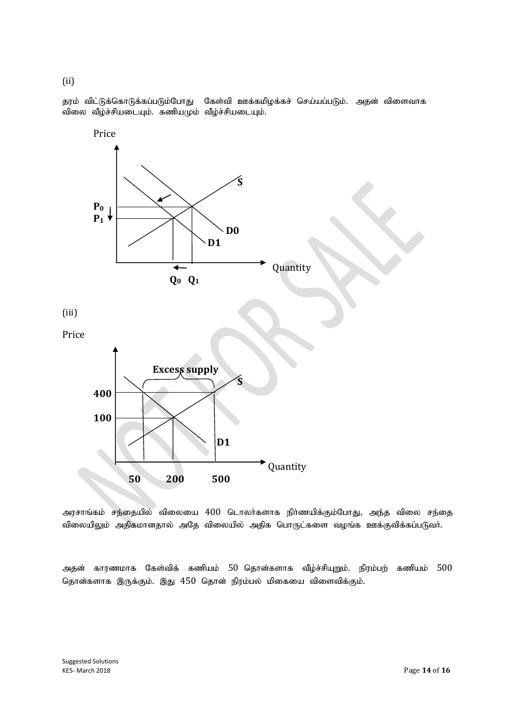(ii)

தரம் விட்டுக்கொடுக்கப்படும்போது கேள்வி ஊக்கமிழக்கச் செய்யப்படும். அதன் விளைவாக விலை வீழ்ச்சியடையும். கணியமும் வீழ்ச்சியடையும்.

(iii)

அரசாங்கம் சந்தையில் விலையை 400 டொலர்களாக நிர்ணயிக்கும்போது, அந்த விலை சந்தை விலையிலும் அதிகமானதால் அதே விலையில் அதிக பொருட்களை வழங்க ஊக்குவிக்கப்படுவர்.

அதன் காரணமாக கேள்விக் கணியம் 50 தொன்களாக வீழ்ச்சியுறும். நிரம்பற் கணியம் 500 தொன்களாக இருக்கும். இது 450 தொன் நிரம்பல் மிகையை விளைவிக்கும்.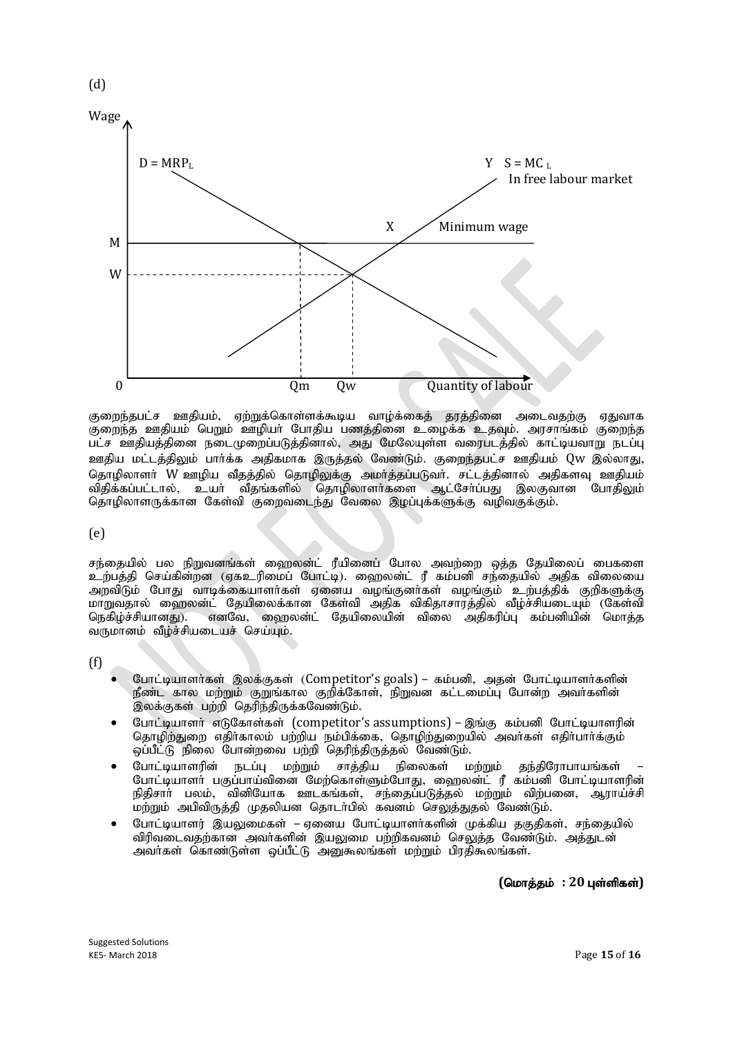(d)

குறைந்தபட்ச ஊதியம், ஏற்றுக்கொள்ளக்கூடிய வாழ்க்கைத் தரத்தினை அடைவதற்கு ஏதுவாக குறைந்த ஊதியம் பெறும் ஊழியர் போதிய பணத்தினை உழைக்க உதவும். அரசாங்கம் குறைந்த பட்ச ஊதியத்தினை நடைமுறைப்படுத்தினால், அது மேலேயுள்ள வரைபடத்தில் காட்டியவாறு நடப்பு ஊதிய மட்டத்திலும் பார்க்க அதிகமாக இருத்தல் வேண்டும். குறைந்தபட்ச ஊதியம் Qw இல்லாது, தொழிலாளர் W ஊழிய வீதத்தில் தொழிலுக்கு அமர்த்தப்படுவர். சட்டத்தினால் அதிகளவு ஊதியம் விதிக்கப்பட்டால், உயர் வீதங்களில் தொழிலாளர்களை ஆட்சேர்ப்பது இலகுவான போதிலும் தொழிலாளருக்கான கேள்வி குறைவடைந்து வேலை இழப்புக்களுக்கு வழிவகுக்கும்.

(e)

சந்தையில் பல நிறுவனங்கள் ஹைலன்ட் ரீயினைப் போல அவற்றை ஒத்த தேயிலைப் பைகளை உற்பத்தி செய்கின்றன (ஏகஉரிமைப் போட்டி). ஹைலன்ட் ரீ கம்பனி சந்தையில் அதிக விலையை அறவிடும் போது வாடிக்கையாளர்கள் ஏனைய வழங்குனர்கள் வழங்கும் உற்பத்திக் குறிகளுக்கு மாறுவதால் ஹைலன்ட் தேயிலைக்கான கேள்வி அதிக விகிதாசாரத்தில் வீழ்ச்சியடையும் (கேள்வி நெகிழ்ச்சியானது). எனவே, ஹைலன்ட் தேயிலையின் விலை அதிகரிப்பு கம்பனியின் மொத்த வருமானம் வீழ்ச்சியடையச் செய்யும்.

(f)

- போட்டியாளர்கள் இலக்குகள் (Competitor's goals) – கம்பனி, அதன் போட்டியாளர்களின் நீண்ட கால மற்றும் குறுங்கால குறிக்கோள், நிறுவன கட்டமைப்பு போன்ற அவர்களின் இலக்குகள் பற்றி தெரிந்திருக்கவேண்டும்.
- போட்டியாளர் எடுகோள்கள் (competitor's assumptions) – இங்கு கம்பனி போட்டியாளரின் தொழிற்துறை எதிர்காலம் பற்றிய நம்பிக்கை, தொழிற்துறையில் அவர்கள் எதிர்பார்க்கும் ஒப்பீட்டு நிலை போன்றவை பற்றி தெரிந்திருத்தல் வேண்டும்.
- போட்டியாளரின் நடப்பு மற்றும் சாத்திய நிலைகள் மற்றும் தந்திரோபாயங்கள் – போட்டியாளர் பகுப்பாய்வினை மேற்கொள்ளும்போது, ஹைலன்ட் ரீ கம்பனி போட்டியாளரின் நிதிசார் பலம், வினியோக ஊடகங்கள், சந்தைப்படுத்தல் மற்றும் விற்பனை, ஆராய்ச்சி மற்றும் அபிவிருத்தி முதலியன தொடர்பில் கவனம் செலுத்துதல் வேண்டும்.
- போட்டியாளர் இயலுமைகள் – ஏனைய போட்டியாளர்களின் முக்கிய தகுதிகள், சந்தையில் விரிவடைவதற்கான அவர்களின் இயலுமை பற்றிகவனம் செலுத்த வேண்டும். அத்துடன் அவர்கள் கொண்டுள்ள ஒப்பீட்டு அனுகூலங்கள் மற்றும் பிரதிகூலங்கள்.

**(மொத்தம் : 20 புள்ளிகள்)**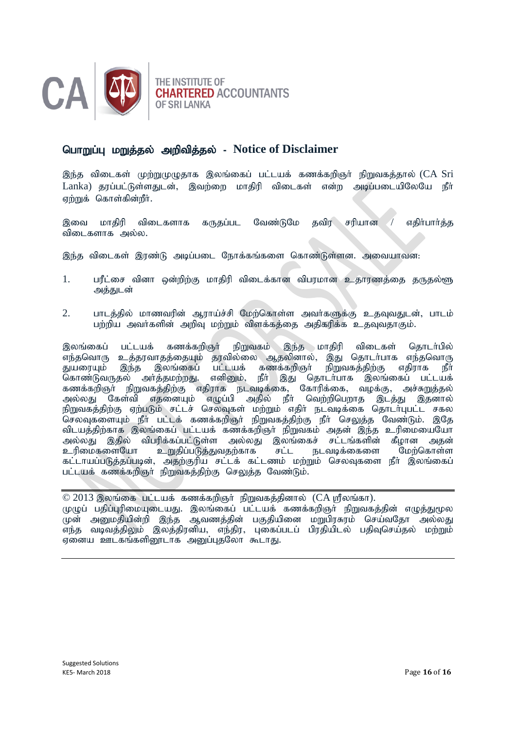THE INSTITUTE OF CHARTERED ACCOUNTANTS OF SRI LANKA

## பொறுப்பு மறுத்தல் அறிவித்தல் - Notice of Disclaimer

இந்த விடைகள் முற்றுமுழுதாக இலங்கைப் பட்டயக் கணக்கறிஞர் நிறுவகத்தால் (CA Sri Lanka) தரப்பட்டுள்ளதுடன், இவற்றை மாதிரி விடைகள் என்ற அடிப்படையிலேயே நீர் ஏற்றுக் கொள்கின்றீர்.

இவை மாதிரி விடைகளாக கருதப்பட வேண்டுமே தவிர சரியான / எதிர்பார்த்த விடைகளாக அல்ல.

இந்த விடைகள் இரண்டு அடிப்படை நோக்கங்களை கொண்டுள்ளன. அவையாவன:

1. பரீட்சை வினா ஒன்றிற்கு மாதிரி விடைக்கான விபரமான உதாரணத்தை தருதல்ளூ அத்துடன்

2. பாடத்தில் மாணவரின் ஆராய்ச்சி மேற்கொள்ள அவர்களுக்கு உதவுவதுடன், பாடம் பற்றிய அவர்களின் அறிவு மற்றும் விளக்கத்தை அதிகரிக்க உதவுவதாகும்.

இலங்கைப் பட்டயக் கணக்கறிஞர் நிறுவகம் இந்த மாதிரி விடைகள் தொடர்பில் எந்தவொரு உத்தரவாதத்தையும் தரவில்லை ஆதலினால், இது தொடர்பாக எந்தவொரு துயரையும் இந்த இலங்கைப் பட்டயக் கணக்கறிஞர் நிறுவகத்திற்கு எதிராக நீர் கொண்டுவருதல் அர்த்தமற்றது. எனினும், நீர் இது தொடர்பாக இலங்கைப் பட்டயக் கணக்கறிஞர் நிறுவகத்திற்கு எதிராக நடவடிக்கை, கோரிக்கை, வழக்கு, அச்சுறுத்தல் அல்லது கேள்வி எதனையும் எழுப்பி அதில் நீர் வெற்றிபெறாத இடத்து இதனால் நிறுவகத்திற்கு ஏற்படும் சட்டச் செலவுகள் மற்றும் எதிர் நடவடிக்கை தொடர்புபட்ட சகல செலவுகளையும் நீர் பட்டக் கணக்கறிஞர் நிறுவகத்திற்கு நீர் செலுத்த வேண்டும். இதே விடயத்திற்காக இலங்கைப் பட்டயக் கணக்கறிஞர் நிறுவகம் அதன் இந்த உரிமையையோ அல்லது இதில் விபரிக்கப்பட்டுள்ள அல்லது இலங்கைச் சட்டங்களின் கீழான அதன் உரிமைகளையோ உறுதிப்படுத்துவதற்காக சட்ட நடவடிக்கைளை மேற்கொள்ள கட்டாயப்படுத்தப்படின், அதற்குரிய சட்டக் கட்டணம் மற்றும் செலவுகளை நீர் இலங்கைப் பட்டயக் கணக்கறிஞர் நிறுவகத்திற்கு செலுத்த வேண்டும்.

---

© 2013 இலங்கை பட்டயக் கணக்கறிஞர் நிறுவகத்தினால் (CA ஸ்ரீலங்கா).
முழுப் பதிப்புரிமையுடையது. இலங்கைப் பட்டயக் கணக்கறிஞர் நிறுவகத்தின் எழுத்துமூல முன் அனுமதியின்றி இந்த ஆவணத்தின் பகுதியினை மறுபிரசுரம் செய்வதோ அல்லது எந்த வடிவத்திலும் இலத்திரனிய, எந்திர, புகைப்படப் பிரதியிடல் பதிவுசெய்தல் மற்றும் ஏனைய ஊடகங்களினூடாக அனுப்புதலோ கூடாது.

---

Suggested Solutions
KE5- March 2018